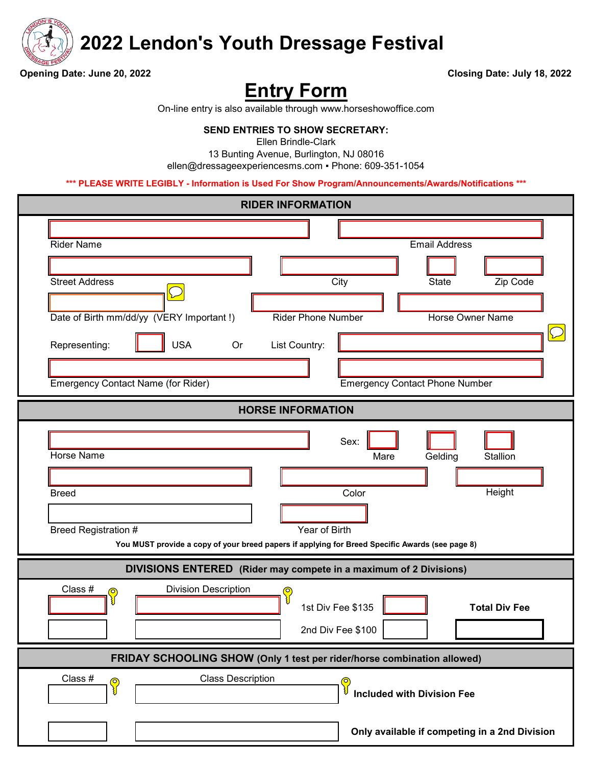# 2022 Lendon's Youth Dressage Festival

**Opening Date: June 20, 2022** **Closing Date: July 18, 2022**

## Entry Form

On-line entry is also available through www.horseshowoffice.com

**SEND ENTRIES TO SHOW SECRETARY:**
Ellen Brindle-Clark
13 Bunting Avenue, Burlington, NJ 08016
ellen@dressageexperiencesms.com ▪ Phone: 609-351-1054

**\*\*\* PLEASE WRITE LEGIBLY - Information is Used For Show Program/Announcements/Awards/Notifications \*\*\***

### RIDER INFORMATION

Rider Name | Email Address

Street Address | City | State | Zip Code

Date of Birth mm/dd/yy (VERY Important !) | Rider Phone Number | Horse Owner Name

Representing: [ ] USA Or List Country:

Emergency Contact Name (for Rider) | Emergency Contact Phone Number

### HORSE INFORMATION

Horse Name | Sex: [ ] Mare [ ] Gelding [ ] Stallion

Breed | Color | Height

Breed Registration # | Year of Birth

**You MUST provide a copy of your breed papers if applying for Breed Specific Awards (see page 8)**

### DIVISIONS ENTERED (Rider may compete in a maximum of 2 Divisions)

| Class # | Division Description | | | |
|---|---|---|---|---|
| | | 1st Div Fee $135 | | **Total Div Fee** |
| | | 2nd Div Fee $100 | | |

### FRIDAY SCHOOLING SHOW (Only 1 test per rider/horse combination allowed)

| Class # | Class Description | |
|---|---|---|
| | | **Included with Division Fee** |
| | | **Only available if competing in a 2nd Division** |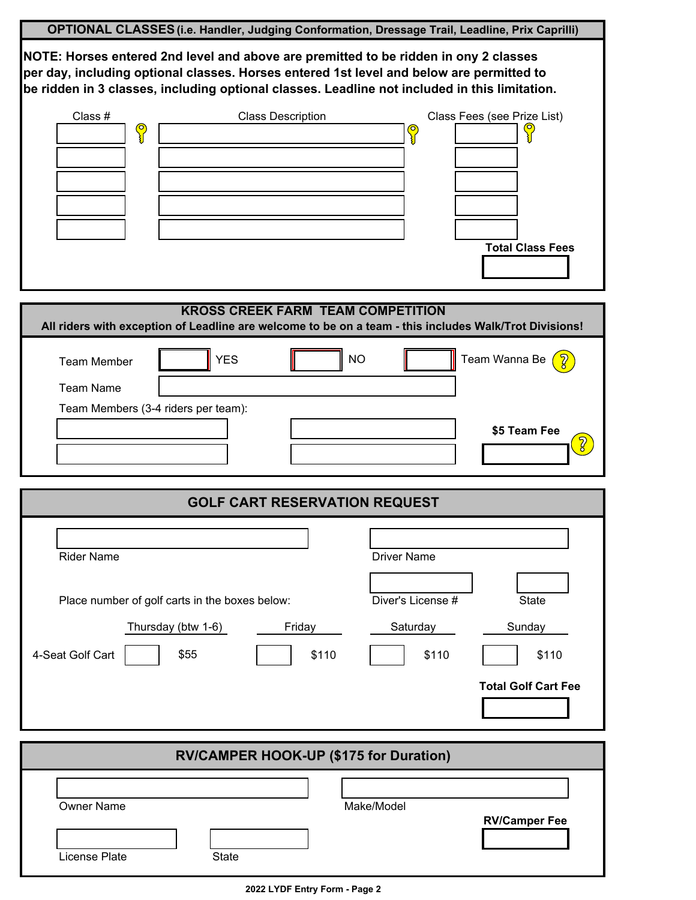## OPTIONAL CLASSES (i.e. Handler, Judging Conformation, Dressage Trail, Leadline, Prix Caprilli)

**NOTE: Horses entered 2nd level and above are premitted to be ridden in ony 2 classes per day, including optional classes. Horses entered 1st level and below are permitted to be ridden in 3 classes, including optional classes. Leadline not included in this limitation.**

| Class # | Class Description | Class Fees (see Prize List) |
|---|---|---|
| | | |
| | | |
| | | |
| | | |
| | | |

**Total Class Fees** ______

## KROSS CREEK FARM TEAM COMPETITION

**All riders with exception of Leadline are welcome to be on a team - this includes Walk/Trot Divisions!**

Team Member ☐ YES ☐ NO ☐ Team Wanna Be

Team Name ______

Team Members (3-4 riders per team):

| | |
|---|---|
| | |
| | |

**$5 Team Fee** ______

## GOLF CART RESERVATION REQUEST

Rider Name ______

Driver Name ______

Diver's License # ______ State ______

Place number of golf carts in the boxes below:

| | Thursday (btw 1-6) | Friday | Saturday | Sunday |
|---|---|---|---|---|
| 4-Seat Golf Cart | ☐ $55 | ☐ $110 | ☐ $110 | ☐ $110 |

**Total Golf Cart Fee** ______

## RV/CAMPER HOOK-UP ($175 for Duration)

Owner Name ______

Make/Model ______

License Plate ______ State ______

**RV/Camper Fee** ______

**2022 LYDF Entry Form - Page 2**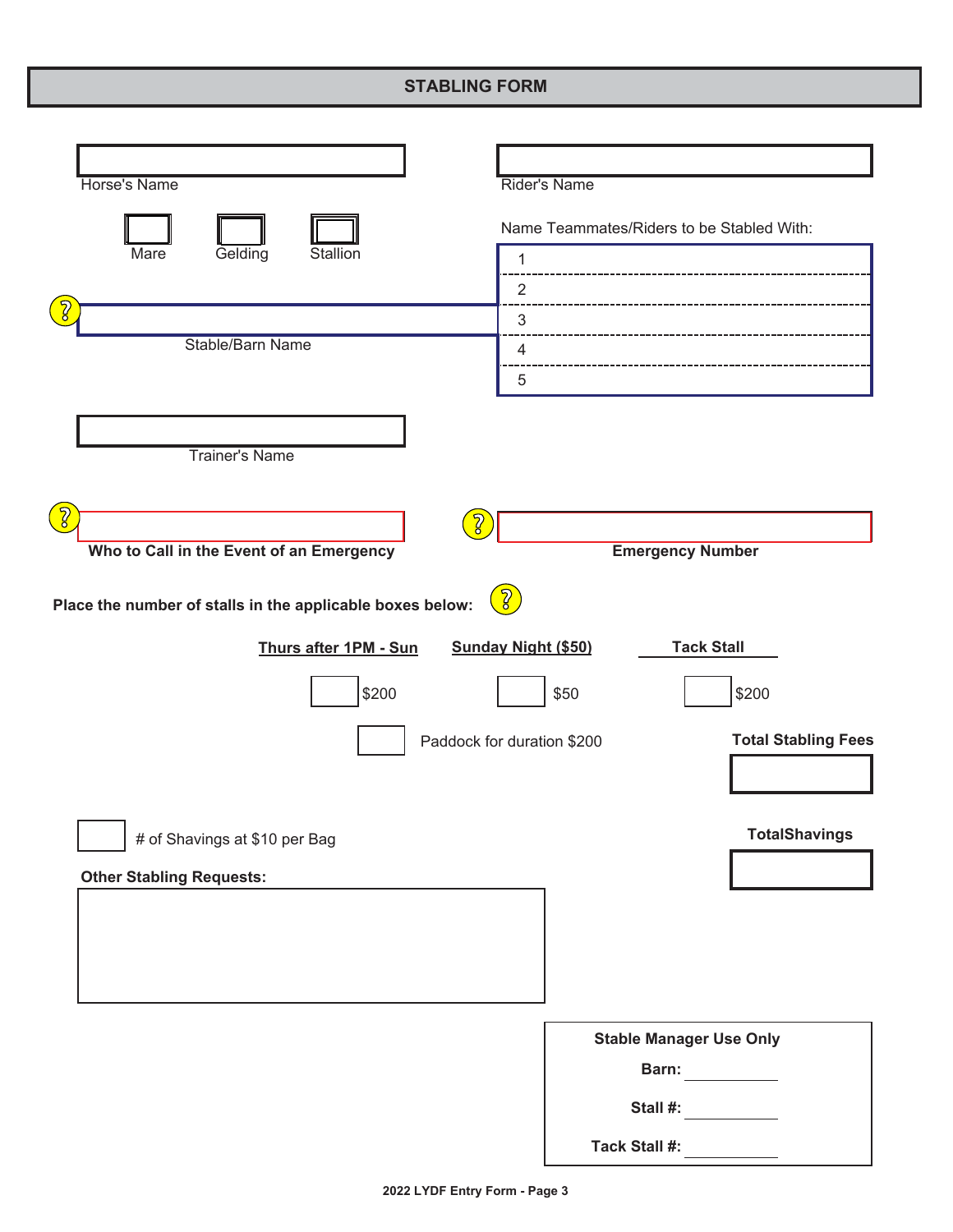# STABLING FORM

Horse's Name

Rider's Name

Mare    Gelding    Stallion

Name Teammates/Riders to be Stabled With:

1
2
3
4
5

Stable/Barn Name

Trainer's Name

**Who to Call in the Event of an Emergency**

**Emergency Number**

**Place the number of stalls in the applicable boxes below:**

| Thurs after 1PM - Sun | Sunday Night ($50) | Tack Stall |
|---|---|---|
| $200 | $50 | $200 |

Paddock for duration $200

**Total Stabling Fees**

# of Shavings at $10 per Bag

**TotalShavings**

**Other Stabling Requests:**

**Stable Manager Use Only**

**Barn:** ________

**Stall #:** ________

**Tack Stall #:** ________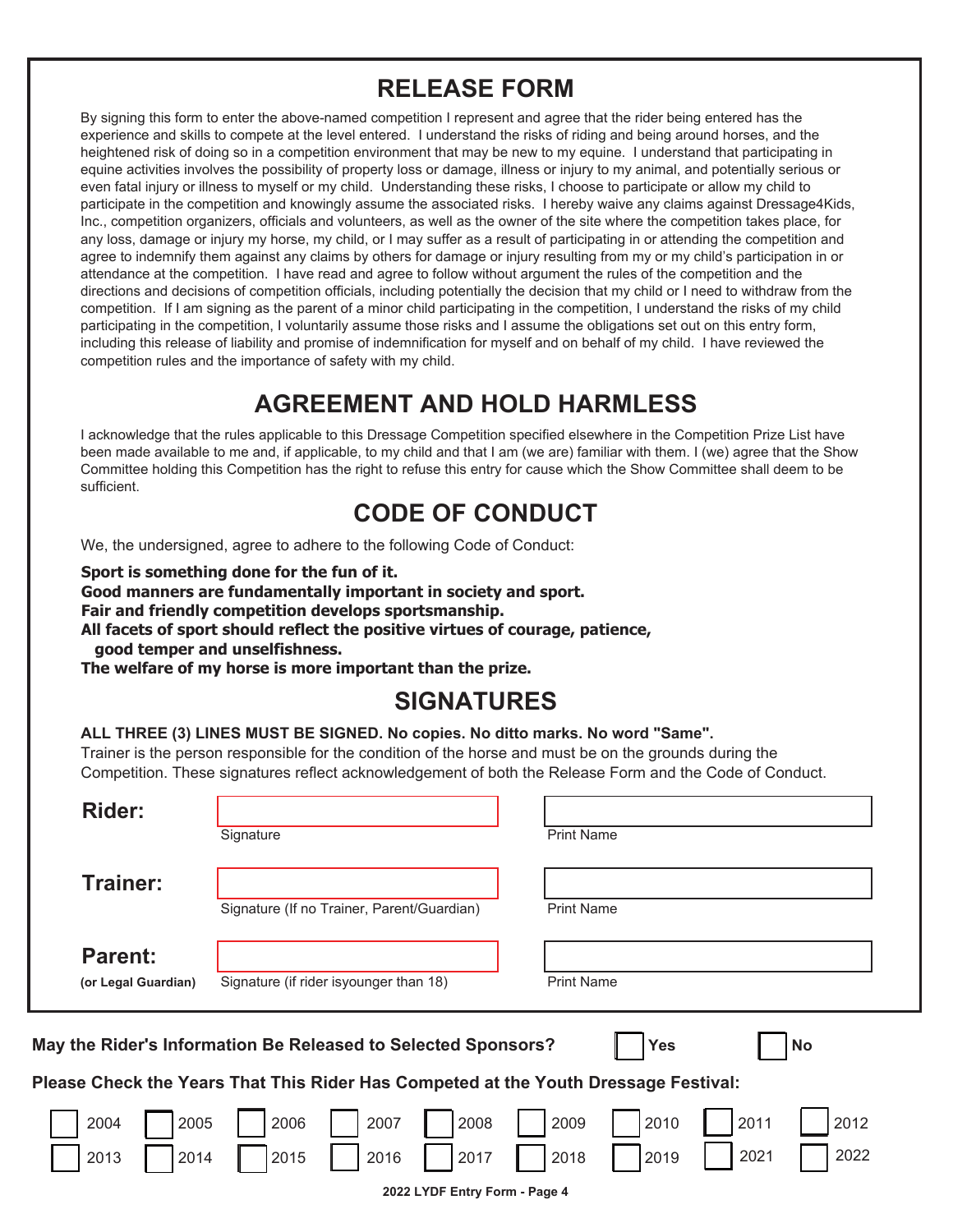# RELEASE FORM

By signing this form to enter the above-named competition I represent and agree that the rider being entered has the experience and skills to compete at the level entered. I understand the risks of riding and being around horses, and the heightened risk of doing so in a competition environment that may be new to my equine. I understand that participating in equine activities involves the possibility of property loss or damage, illness or injury to my animal, and potentially serious or even fatal injury or illness to myself or my child. Understanding these risks, I choose to participate or allow my child to participate in the competition and knowingly assume the associated risks. I hereby waive any claims against Dressage4Kids, Inc., competition organizers, officials and volunteers, as well as the owner of the site where the competition takes place, for any loss, damage or injury my horse, my child, or I may suffer as a result of participating in or attending the competition and agree to indemnify them against any claims by others for damage or injury resulting from my or my child's participation in or attendance at the competition. I have read and agree to follow without argument the rules of the competition and the directions and decisions of competition officials, including potentially the decision that my child or I need to withdraw from the competition. If I am signing as the parent of a minor child participating in the competition, I understand the risks of my child participating in the competition, I voluntarily assume those risks and I assume the obligations set out on this entry form, including this release of liability and promise of indemnification for myself and on behalf of my child. I have reviewed the competition rules and the importance of safety with my child.

# AGREEMENT AND HOLD HARMLESS

I acknowledge that the rules applicable to this Dressage Competition specified elsewhere in the Competition Prize List have been made available to me and, if applicable, to my child and that I am (we are) familiar with them. I (we) agree that the Show Committee holding this Competition has the right to refuse this entry for cause which the Show Committee shall deem to be sufficient.

# CODE OF CONDUCT

We, the undersigned, agree to adhere to the following Code of Conduct:

**Sport is something done for the fun of it.**
**Good manners are fundamentally important in society and sport.**
**Fair and friendly competition develops sportsmanship.**
**All facets of sport should reflect the positive virtues of courage, patience, good temper and unselfishness.**
**The welfare of my horse is more important than the prize.**

# SIGNATURES

**ALL THREE (3) LINES MUST BE SIGNED. No copies. No ditto marks. No word "Same".**
Trainer is the person responsible for the condition of the horse and must be on the grounds during the Competition. These signatures reflect acknowledgement of both the Release Form and the Code of Conduct.

**Rider:** ______________________ Signature ______________________ Print Name

**Trainer:** ______________________ Signature (If no Trainer, Parent/Guardian) ______________________ Print Name

**Parent:** **(or Legal Guardian)** ______________________ Signature (if rider isyounger than 18) ______________________ Print Name

**May the Rider's Information Be Released to Selected Sponsors?** ☐ **Yes** ☐ **No**

**Please Check the Years That This Rider Has Competed at the Youth Dressage Festival:**

☐ 2004 ☐ 2005 ☐ 2006 ☐ 2007 ☐ 2008 ☐ 2009 ☐ 2010 ☐ 2011 ☐ 2012
☐ 2013 ☐ 2014 ☐ 2015 ☐ 2016 ☐ 2017 ☐ 2018 ☐ 2019 ☐ 2021 ☐ 2022

2022 LYDF Entry Form - Page 4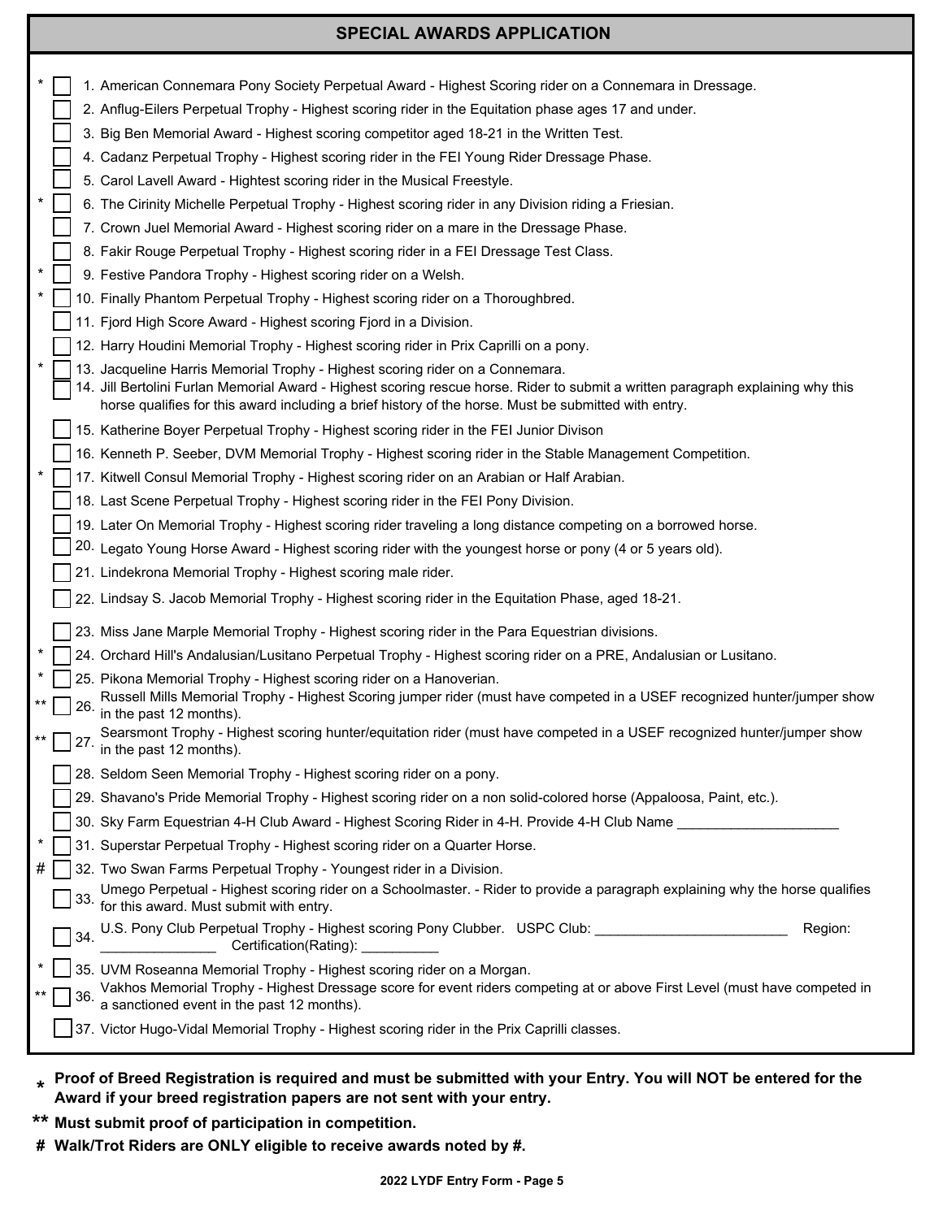## SPECIAL AWARDS APPLICATION

- * ☐ 1. American Connemara Pony Society Perpetual Award - Highest Scoring rider on a Connemara in Dressage.
- ☐ 2. Anflug-Eilers Perpetual Trophy - Highest scoring rider in the Equitation phase ages 17 and under.
- ☐ 3. Big Ben Memorial Award - Highest scoring competitor aged 18-21 in the Written Test.
- ☐ 4. Cadanz Perpetual Trophy - Highest scoring rider in the FEI Young Rider Dressage Phase.
- ☐ 5. Carol Lavell Award - Hightest scoring rider in the Musical Freestyle.
- * ☐ 6. The Cirinity Michelle Perpetual Trophy - Highest scoring rider in any Division riding a Friesian.
- ☐ 7. Crown Juel Memorial Award - Highest scoring rider on a mare in the Dressage Phase.
- ☐ 8. Fakir Rouge Perpetual Trophy - Highest scoring rider in a FEI Dressage Test Class.
- * ☐ 9. Festive Pandora Trophy - Highest scoring rider on a Welsh.
- * ☐ 10. Finally Phantom Perpetual Trophy - Highest scoring rider on a Thoroughbred.
- ☐ 11. Fjord High Score Award - Highest scoring Fjord in a Division.
- ☐ 12. Harry Houdini Memorial Trophy - Highest scoring rider in Prix Caprilli on a pony.
- * ☐ 13. Jacqueline Harris Memorial Trophy - Highest scoring rider on a Connemara.
- ☐ 14. Jill Bertolini Furlan Memorial Award - Highest scoring rescue horse. Rider to submit a written paragraph explaining why this horse qualifies for this award including a brief history of the horse. Must be submitted with entry.
- ☐ 15. Katherine Boyer Perpetual Trophy - Highest scoring rider in the FEI Junior Divison
- ☐ 16. Kenneth P. Seeber, DVM Memorial Trophy - Highest scoring rider in the Stable Management Competition.
- * ☐ 17. Kitwell Consul Memorial Trophy - Highest scoring rider on an Arabian or Half Arabian.
- ☐ 18. Last Scene Perpetual Trophy - Highest scoring rider in the FEI Pony Division.
- ☐ 19. Later On Memorial Trophy - Highest scoring rider traveling a long distance competing on a borrowed horse.
- ☐ 20. Legato Young Horse Award - Highest scoring rider with the youngest horse or pony (4 or 5 years old).
- ☐ 21. Lindekrona Memorial Trophy - Highest scoring male rider.
- ☐ 22. Lindsay S. Jacob Memorial Trophy - Highest scoring rider in the Equitation Phase, aged 18-21.
- ☐ 23. Miss Jane Marple Memorial Trophy - Highest scoring rider in the Para Equestrian divisions.
- * ☐ 24. Orchard Hill's Andalusian/Lusitano Perpetual Trophy - Highest scoring rider on a PRE, Andalusian or Lusitano.
- * ☐ 25. Pikona Memorial Trophy - Highest scoring rider on a Hanoverian.
- ** ☐ 26. Russell Mills Memorial Trophy - Highest Scoring jumper rider (must have competed in a USEF recognized hunter/jumper show in the past 12 months).
- ** ☐ 27. Searsmont Trophy - Highest scoring hunter/equitation rider (must have competed in a USEF recognized hunter/jumper show in the past 12 months).
- ☐ 28. Seldom Seen Memorial Trophy - Highest scoring rider on a pony.
- ☐ 29. Shavano's Pride Memorial Trophy - Highest scoring rider on a non solid-colored horse (Appaloosa, Paint, etc.).
- ☐ 30. Sky Farm Equestrian 4-H Club Award - Highest Scoring Rider in 4-H. Provide 4-H Club Name ____________________
- * ☐ 31. Superstar Perpetual Trophy - Highest scoring rider on a Quarter Horse.
- # ☐ 32. Two Swan Farms Perpetual Trophy - Youngest rider in a Division.
- ☐ 33. Umego Perpetual - Highest scoring rider on a Schoolmaster. - Rider to provide a paragraph explaining why the horse qualifies for this award. Must submit with entry.
- ☐ 34. U.S. Pony Club Perpetual Trophy - Highest scoring Pony Clubber. USPC Club: ________________________ Region: _______________ Certification(Rating): __________
- * ☐ 35. UVM Roseanna Memorial Trophy - Highest scoring rider on a Morgan.
- ** ☐ 36. Vakhos Memorial Trophy - Highest Dressage score for event riders competing at or above First Level (must have competed in a sanctioned event in the past 12 months).
- ☐ 37. Victor Hugo-Vidal Memorial Trophy - Highest scoring rider in the Prix Caprilli classes.

**\* Proof of Breed Registration is required and must be submitted with your Entry. You will NOT be entered for the Award if your breed registration papers are not sent with your entry.**

**\*\* Must submit proof of participation in competition.**

**# Walk/Trot Riders are ONLY eligible to receive awards noted by #.**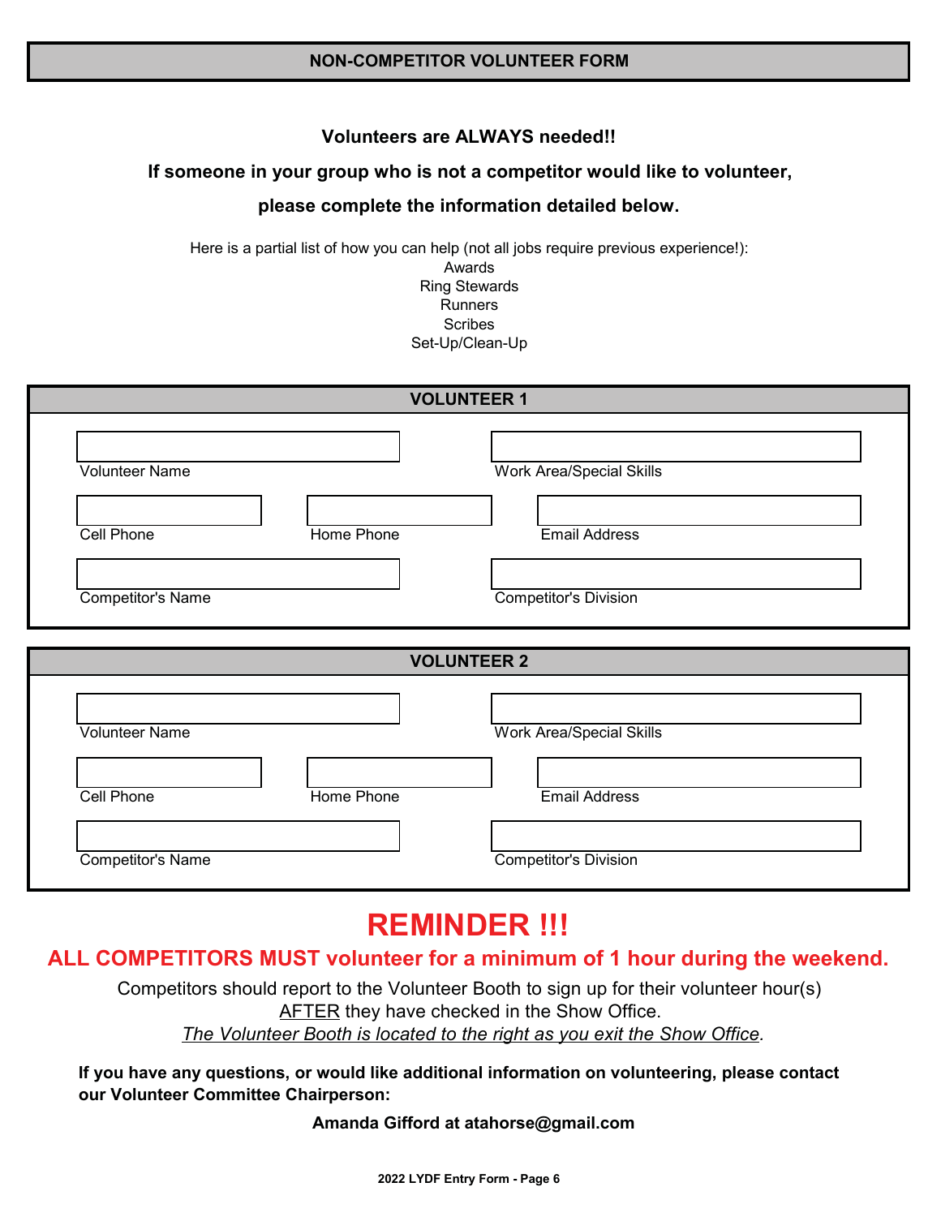## NON-COMPETITOR VOLUNTEER FORM

**Volunteers are ALWAYS needed!!**

**If someone in your group who is not a competitor would like to volunteer,**

**please complete the information detailed below.**

Here is a partial list of how you can help (not all jobs require previous experience!):

- Awards
- Ring Stewards
- Runners
- Scribes
- Set-Up/Clean-Up

### VOLUNTEER 1

| | |
|---|---|
| Volunteer Name: | Work Area/Special Skills: |
| Cell Phone: | Home Phone: |
| Email Address: | |
| Competitor's Name: | Competitor's Division: |

### VOLUNTEER 2

| | |
|---|---|
| Volunteer Name: | Work Area/Special Skills: |
| Cell Phone: | Home Phone: |
| Email Address: | |
| Competitor's Name: | Competitor's Division: |

# REMINDER !!!

**ALL COMPETITORS MUST volunteer for a minimum of 1 hour during the weekend.**

Competitors should report to the Volunteer Booth to sign up for their volunteer hour(s) AFTER they have checked in the Show Office.

*The Volunteer Booth is located to the right as you exit the Show Office.*

**If you have any questions, or would like additional information on volunteering, please contact our Volunteer Committee Chairperson:**

**Amanda Gifford at atahorse@gmail.com**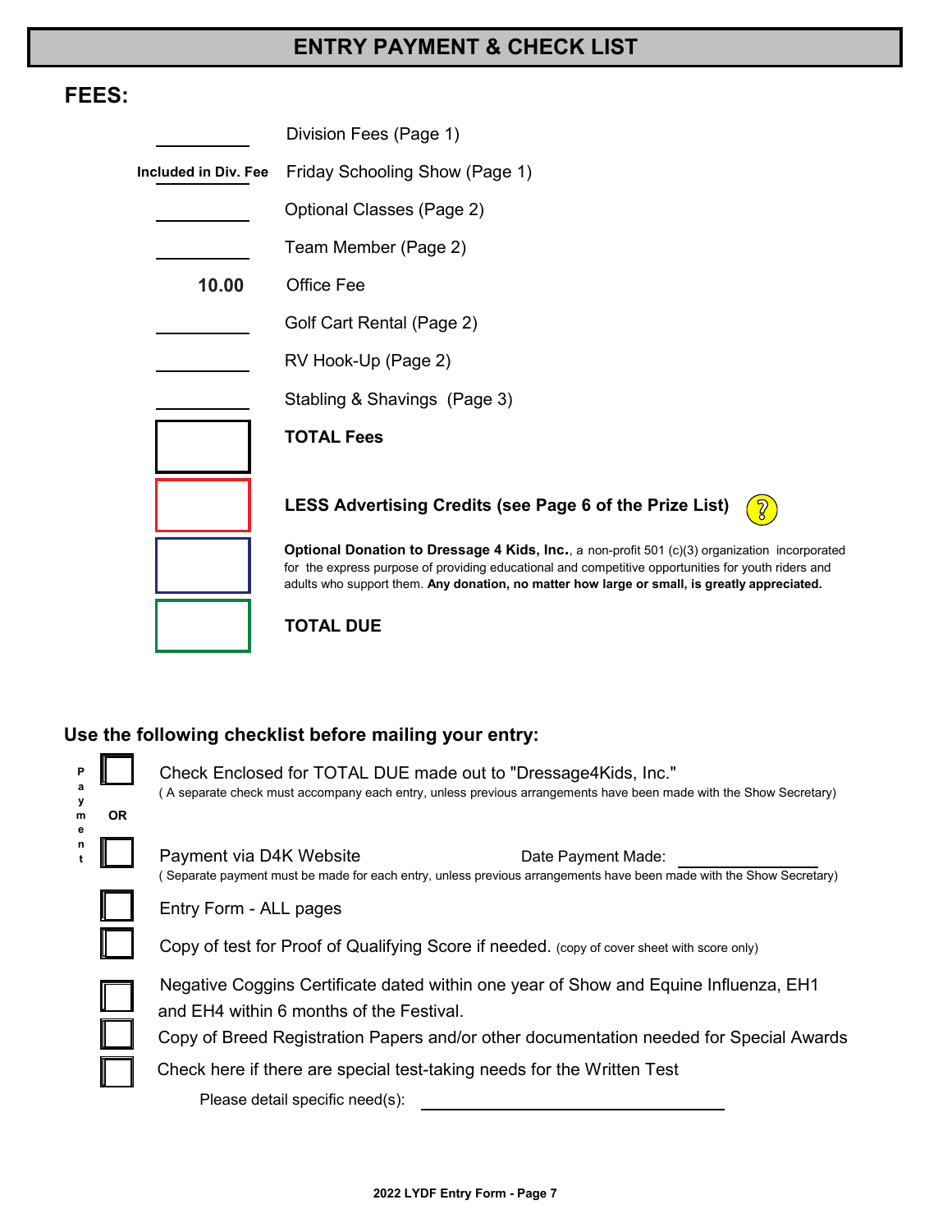# ENTRY PAYMENT & CHECK LIST

## FEES:

| | |
|---|---|
| ______ | Division Fees (Page 1) |
| Included in Div. Fee | Friday Schooling Show (Page 1) |
| ______ | Optional Classes (Page 2) |
| ______ | Team Member (Page 2) |
| **10.00** | Office Fee |
| ______ | Golf Cart Rental (Page 2) |
| ______ | RV Hook-Up (Page 2) |
| ______ | Stabling & Shavings (Page 3) |
| ☐ | **TOTAL Fees** |
| ☐ | **LESS Advertising Credits (see Page 6 of the Prize List)** ? |
| ☐ | **Optional Donation to Dressage 4 Kids, Inc.**, a non-profit 501 (c)(3) organization incorporated for the express purpose of providing educational and competitive opportunities for youth riders and adults who support them. **Any donation, no matter how large or small, is greatly appreciated.** |
| ☐ | **TOTAL DUE** |

### Use the following checklist before mailing your entry:

**Payment**

- ☐ Check Enclosed for TOTAL DUE made out to "Dressage4Kids, Inc."
  ( A separate check must accompany each entry, unless previous arrangements have been made with the Show Secretary)

**OR**

- ☐ Payment via D4K Website — Date Payment Made: ______________
  ( Separate payment must be made for each entry, unless previous arrangements have been made with the Show Secretary)

- ☐ Entry Form - ALL pages
- ☐ Copy of test for Proof of Qualifying Score if needed. (copy of cover sheet with score only)
- ☐ Negative Coggins Certificate dated within one year of Show and Equine Influenza, EH1 and EH4 within 6 months of the Festival.
- ☐ Copy of Breed Registration Papers and/or other documentation needed for Special Awards
- ☐ Check here if there are special test-taking needs for the Written Test

  Please detail specific need(s): ______________________________